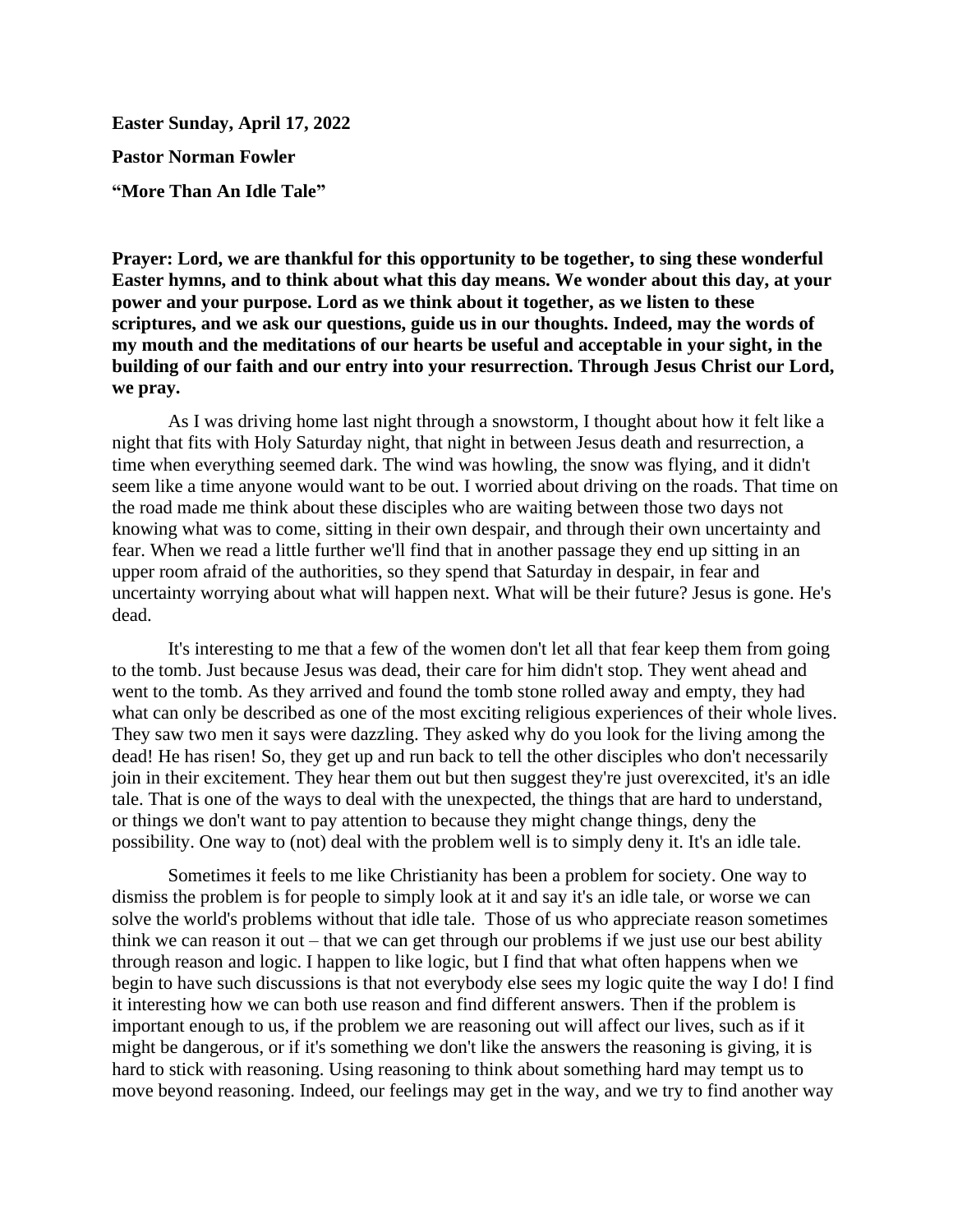**Easter Sunday, April 17, 2022**

**Pastor Norman Fowler**

**"More Than An Idle Tale"**

**Prayer: Lord, we are thankful for this opportunity to be together, to sing these wonderful Easter hymns, and to think about what this day means. We wonder about this day, at your power and your purpose. Lord as we think about it together, as we listen to these scriptures, and we ask our questions, guide us in our thoughts. Indeed, may the words of my mouth and the meditations of our hearts be useful and acceptable in your sight, in the building of our faith and our entry into your resurrection. Through Jesus Christ our Lord, we pray.**

As I was driving home last night through a snowstorm, I thought about how it felt like a night that fits with Holy Saturday night, that night in between Jesus death and resurrection, a time when everything seemed dark. The wind was howling, the snow was flying, and it didn't seem like a time anyone would want to be out. I worried about driving on the roads. That time on the road made me think about these disciples who are waiting between those two days not knowing what was to come, sitting in their own despair, and through their own uncertainty and fear. When we read a little further we'll find that in another passage they end up sitting in an upper room afraid of the authorities, so they spend that Saturday in despair, in fear and uncertainty worrying about what will happen next. What will be their future? Jesus is gone. He's dead.

It's interesting to me that a few of the women don't let all that fear keep them from going to the tomb. Just because Jesus was dead, their care for him didn't stop. They went ahead and went to the tomb. As they arrived and found the tomb stone rolled away and empty, they had what can only be described as one of the most exciting religious experiences of their whole lives. They saw two men it says were dazzling. They asked why do you look for the living among the dead! He has risen! So, they get up and run back to tell the other disciples who don't necessarily join in their excitement. They hear them out but then suggest they're just overexcited, it's an idle tale. That is one of the ways to deal with the unexpected, the things that are hard to understand, or things we don't want to pay attention to because they might change things, deny the possibility. One way to (not) deal with the problem well is to simply deny it. It's an idle tale.

Sometimes it feels to me like Christianity has been a problem for society. One way to dismiss the problem is for people to simply look at it and say it's an idle tale, or worse we can solve the world's problems without that idle tale. Those of us who appreciate reason sometimes think we can reason it out – that we can get through our problems if we just use our best ability through reason and logic. I happen to like logic, but I find that what often happens when we begin to have such discussions is that not everybody else sees my logic quite the way I do! I find it interesting how we can both use reason and find different answers. Then if the problem is important enough to us, if the problem we are reasoning out will affect our lives, such as if it might be dangerous, or if it's something we don't like the answers the reasoning is giving, it is hard to stick with reasoning. Using reasoning to think about something hard may tempt us to move beyond reasoning. Indeed, our feelings may get in the way, and we try to find another way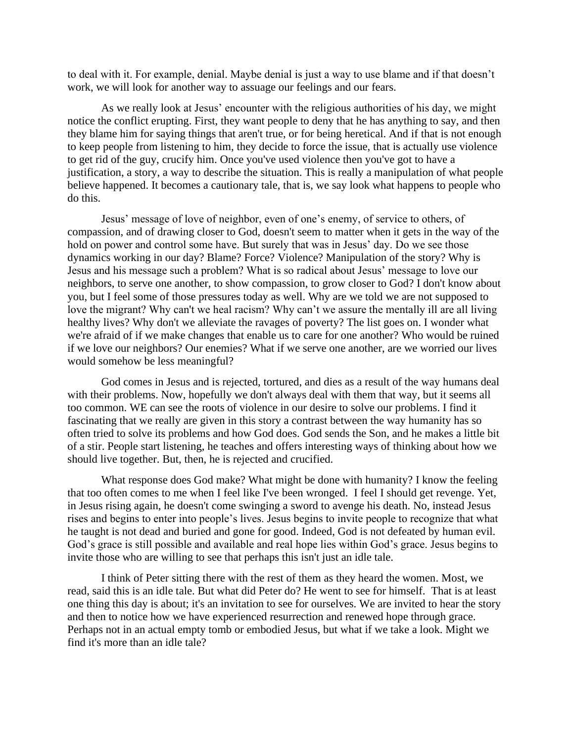to deal with it. For example, denial. Maybe denial is just a way to use blame and if that doesn't work, we will look for another way to assuage our feelings and our fears.

As we really look at Jesus' encounter with the religious authorities of his day, we might notice the conflict erupting. First, they want people to deny that he has anything to say, and then they blame him for saying things that aren't true, or for being heretical. And if that is not enough to keep people from listening to him, they decide to force the issue, that is actually use violence to get rid of the guy, crucify him. Once you've used violence then you've got to have a justification, a story, a way to describe the situation. This is really a manipulation of what people believe happened. It becomes a cautionary tale, that is, we say look what happens to people who do this.

Jesus' message of love of neighbor, even of one's enemy, of service to others, of compassion, and of drawing closer to God, doesn't seem to matter when it gets in the way of the hold on power and control some have. But surely that was in Jesus' day. Do we see those dynamics working in our day? Blame? Force? Violence? Manipulation of the story? Why is Jesus and his message such a problem? What is so radical about Jesus' message to love our neighbors, to serve one another, to show compassion, to grow closer to God? I don't know about you, but I feel some of those pressures today as well. Why are we told we are not supposed to love the migrant? Why can't we heal racism? Why can't we assure the mentally ill are all living healthy lives? Why don't we alleviate the ravages of poverty? The list goes on. I wonder what we're afraid of if we make changes that enable us to care for one another? Who would be ruined if we love our neighbors? Our enemies? What if we serve one another, are we worried our lives would somehow be less meaningful?

God comes in Jesus and is rejected, tortured, and dies as a result of the way humans deal with their problems. Now, hopefully we don't always deal with them that way, but it seems all too common. WE can see the roots of violence in our desire to solve our problems. I find it fascinating that we really are given in this story a contrast between the way humanity has so often tried to solve its problems and how God does. God sends the Son, and he makes a little bit of a stir. People start listening, he teaches and offers interesting ways of thinking about how we should live together. But, then, he is rejected and crucified.

What response does God make? What might be done with humanity? I know the feeling that too often comes to me when I feel like I've been wronged. I feel I should get revenge. Yet, in Jesus rising again, he doesn't come swinging a sword to avenge his death. No, instead Jesus rises and begins to enter into people's lives. Jesus begins to invite people to recognize that what he taught is not dead and buried and gone for good. Indeed, God is not defeated by human evil. God's grace is still possible and available and real hope lies within God's grace. Jesus begins to invite those who are willing to see that perhaps this isn't just an idle tale.

I think of Peter sitting there with the rest of them as they heard the women. Most, we read, said this is an idle tale. But what did Peter do? He went to see for himself. That is at least one thing this day is about; it's an invitation to see for ourselves. We are invited to hear the story and then to notice how we have experienced resurrection and renewed hope through grace. Perhaps not in an actual empty tomb or embodied Jesus, but what if we take a look. Might we find it's more than an idle tale?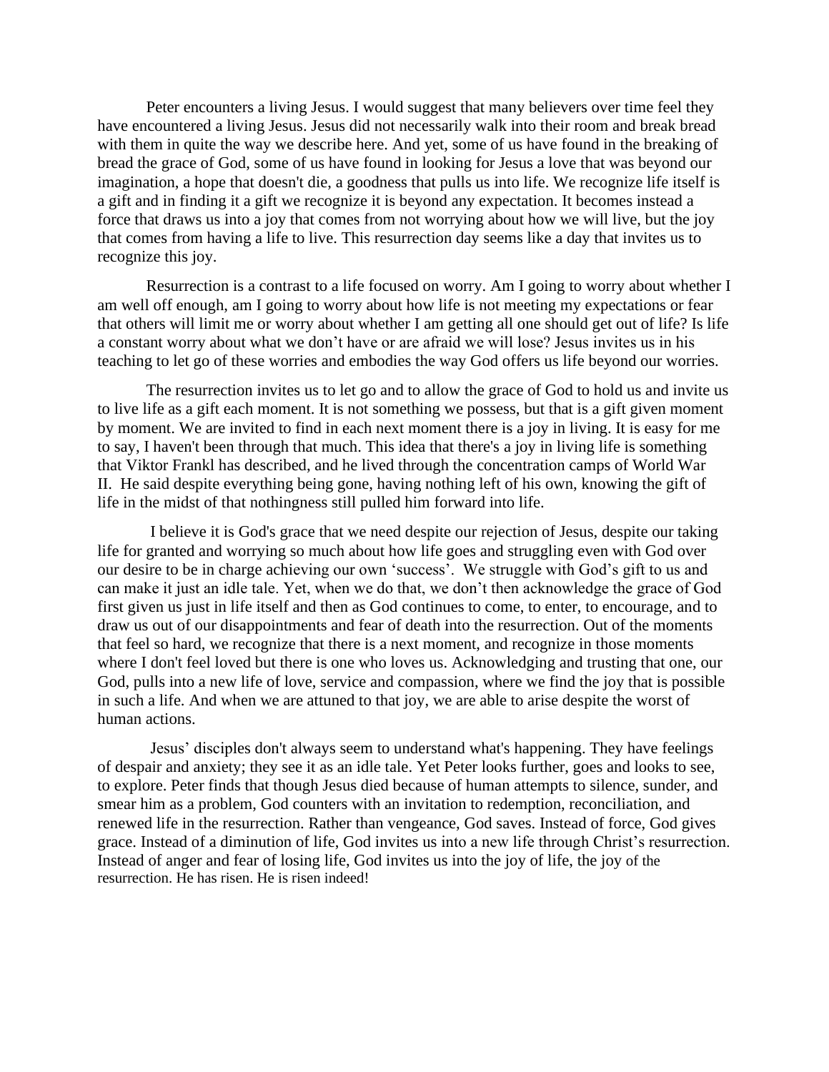Peter encounters a living Jesus. I would suggest that many believers over time feel they have encountered a living Jesus. Jesus did not necessarily walk into their room and break bread with them in quite the way we describe here. And yet, some of us have found in the breaking of bread the grace of God, some of us have found in looking for Jesus a love that was beyond our imagination, a hope that doesn't die, a goodness that pulls us into life. We recognize life itself is a gift and in finding it a gift we recognize it is beyond any expectation. It becomes instead a force that draws us into a joy that comes from not worrying about how we will live, but the joy that comes from having a life to live. This resurrection day seems like a day that invites us to recognize this joy.

Resurrection is a contrast to a life focused on worry. Am I going to worry about whether I am well off enough, am I going to worry about how life is not meeting my expectations or fear that others will limit me or worry about whether I am getting all one should get out of life? Is life a constant worry about what we don't have or are afraid we will lose? Jesus invites us in his teaching to let go of these worries and embodies the way God offers us life beyond our worries.

The resurrection invites us to let go and to allow the grace of God to hold us and invite us to live life as a gift each moment. It is not something we possess, but that is a gift given moment by moment. We are invited to find in each next moment there is a joy in living. It is easy for me to say, I haven't been through that much. This idea that there's a joy in living life is something that Viktor Frankl has described, and he lived through the concentration camps of World War II. He said despite everything being gone, having nothing left of his own, knowing the gift of life in the midst of that nothingness still pulled him forward into life.

I believe it is God's grace that we need despite our rejection of Jesus, despite our taking life for granted and worrying so much about how life goes and struggling even with God over our desire to be in charge achieving our own 'success'. We struggle with God's gift to us and can make it just an idle tale. Yet, when we do that, we don't then acknowledge the grace of God first given us just in life itself and then as God continues to come, to enter, to encourage, and to draw us out of our disappointments and fear of death into the resurrection. Out of the moments that feel so hard, we recognize that there is a next moment, and recognize in those moments where I don't feel loved but there is one who loves us. Acknowledging and trusting that one, our God, pulls into a new life of love, service and compassion, where we find the joy that is possible in such a life. And when we are attuned to that joy, we are able to arise despite the worst of human actions.

Jesus' disciples don't always seem to understand what's happening. They have feelings of despair and anxiety; they see it as an idle tale. Yet Peter looks further, goes and looks to see, to explore. Peter finds that though Jesus died because of human attempts to silence, sunder, and smear him as a problem, God counters with an invitation to redemption, reconciliation, and renewed life in the resurrection. Rather than vengeance, God saves. Instead of force, God gives grace. Instead of a diminution of life, God invites us into a new life through Christ's resurrection. Instead of anger and fear of losing life, God invites us into the joy of life, the joy of the resurrection. He has risen. He is risen indeed!